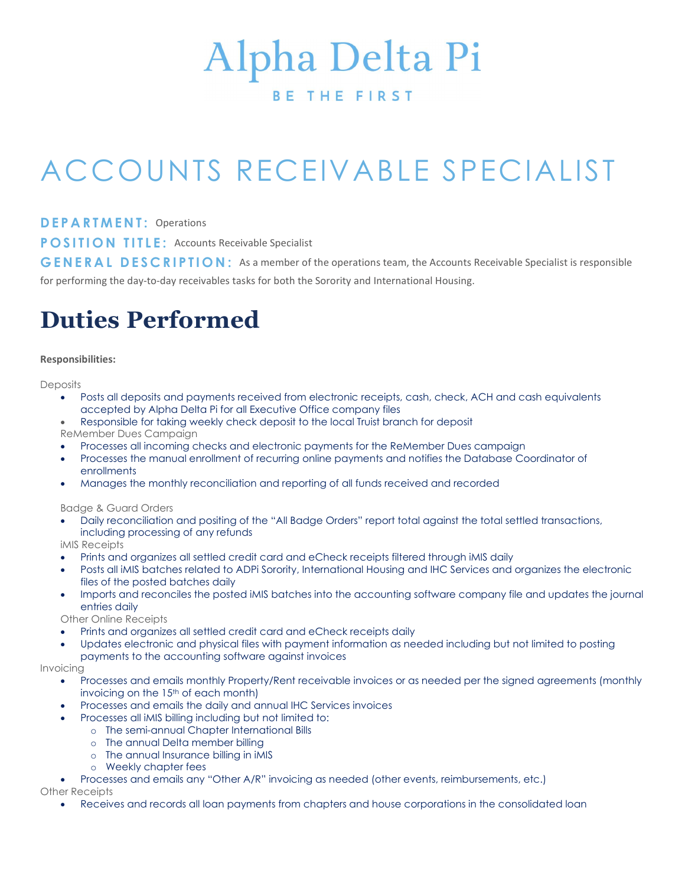# Alpha Delta Pi

BE THE FIRST

# ACCOUNTS RECEIVABLE SPECIALIST

**DEPARTMENT:** Operations

**POSITION TITLE:** Accounts Receivable Specialist

**GENERAL DESCRIPTION:** As a member of the operations team, the Accounts Receivable Specialist is responsible for performing the day-to-day receivables tasks for both the Sorority and International Housing.

# Duties Performed

**Responsibilities:**

Deposits

- Posts all deposits and payments received from electronic receipts, cash, check, ACH and cash equivalents accepted by Alpha Delta Pi for all Executive Office company files
- Responsible for taking weekly check deposit to the local Truist branch for deposit

ReMember Dues Campaign

- Processes all incoming checks and electronic payments for the ReMember Dues campaign
- Processes the manual enrollment of recurring online payments and notifies the Database Coordinator of enrollments
- Manages the monthly reconciliation and reporting of all funds received and recorded

Badge & Guard Orders

- Daily reconciliation and positing of the "All Badge Orders" report total against the total settled transactions, including processing of any refunds

iMIS Receipts

- Prints and organizes all settled credit card and eCheck receipts filtered through iMIS daily
- Posts all iMIS batches related to ADPi Sorority, International Housing and IHC Services and organizes the electronic files of the posted batches daily
- Imports and reconciles the posted iMIS batches into the accounting software company file and updates the journal entries daily

Other Online Receipts

- Prints and organizes all settled credit card and eCheck receipts daily
- Updates electronic and physical files with payment information as needed including but not limited to posting payments to the accounting software against invoices

Invoicing

- Processes and emails monthly Property/Rent receivable invoices or as needed per the signed agreements (monthly invoicing on the 15th of each month)
- Processes and emails the daily and annual IHC Services invoices
- Processes all iMIS billing including but not limited to:
  - The semi-annual Chapter International Bills
  - The annual Delta member billing
  - The annual Insurance billing in iMIS
  - Weekly chapter fees
- Processes and emails any "Other A/R" invoicing as needed (other events, reimbursements, etc.)

Other Receipts

- Receives and records all loan payments from chapters and house corporations in the consolidated loan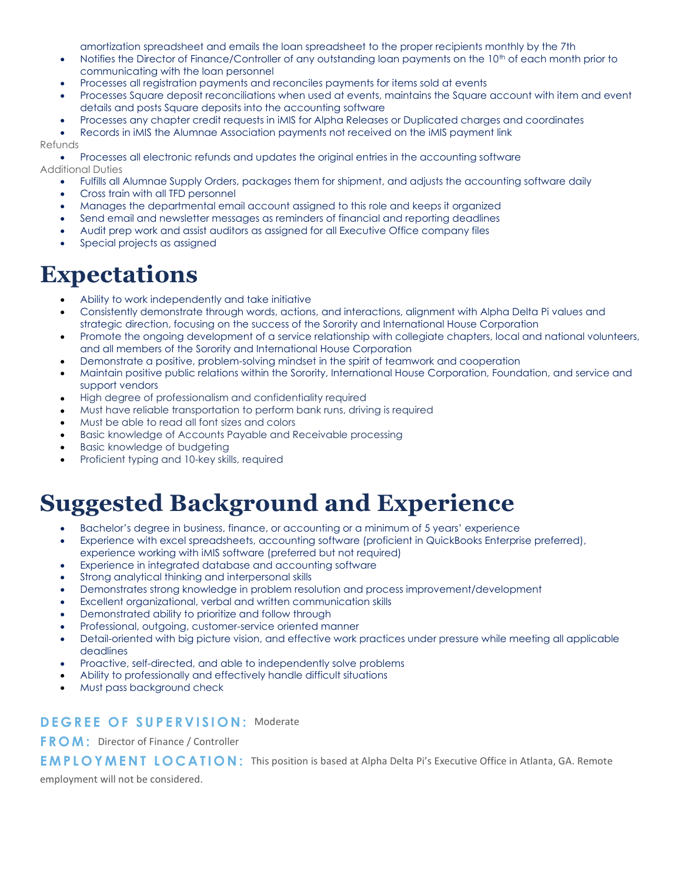amortization spreadsheet and emails the loan spreadsheet to the proper recipients monthly by the 7th

- Notifies the Director of Finance/Controller of any outstanding loan payments on the 10th of each month prior to communicating with the loan personnel
- Processes all registration payments and reconciles payments for items sold at events
- Processes Square deposit reconciliations when used at events, maintains the Square account with item and event details and posts Square deposits into the accounting software
- Processes any chapter credit requests in iMIS for Alpha Releases or Duplicated charges and coordinates
- Records in iMIS the Alumnae Association payments not received on the iMIS payment link

Refunds

- Processes all electronic refunds and updates the original entries in the accounting software

Additional Duties

- Fulfills all Alumnae Supply Orders, packages them for shipment, and adjusts the accounting software daily
- Cross train with all TFD personnel
- Manages the departmental email account assigned to this role and keeps it organized
- Send email and newsletter messages as reminders of financial and reporting deadlines
- Audit prep work and assist auditors as assigned for all Executive Office company files
- Special projects as assigned

# Expectations

- Ability to work independently and take initiative
- Consistently demonstrate through words, actions, and interactions, alignment with Alpha Delta Pi values and strategic direction, focusing on the success of the Sorority and International House Corporation
- Promote the ongoing development of a service relationship with collegiate chapters, local and national volunteers, and all members of the Sorority and International House Corporation
- Demonstrate a positive, problem-solving mindset in the spirit of teamwork and cooperation
- Maintain positive public relations within the Sorority, International House Corporation, Foundation, and service and support vendors
- High degree of professionalism and confidentiality required
- Must have reliable transportation to perform bank runs, driving is required
- Must be able to read all font sizes and colors
- Basic knowledge of Accounts Payable and Receivable processing
- Basic knowledge of budgeting
- Proficient typing and 10-key skills, required

# Suggested Background and Experience

- Bachelor's degree in business, finance, or accounting or a minimum of 5 years' experience
- Experience with excel spreadsheets, accounting software (proficient in QuickBooks Enterprise preferred), experience working with iMIS software (preferred but not required)
- Experience in integrated database and accounting software
- Strong analytical thinking and interpersonal skills
- Demonstrates strong knowledge in problem resolution and process improvement/development
- Excellent organizational, verbal and written communication skills
- Demonstrated ability to prioritize and follow through
- Professional, outgoing, customer-service oriented manner
- Detail-oriented with big picture vision, and effective work practices under pressure while meeting all applicable deadlines
- Proactive, self-directed, and able to independently solve problems
- Ability to professionally and effectively handle difficult situations
- Must pass background check

**DEGREE OF SUPERVISION:** Moderate

**FROM:** Director of Finance / Controller

**EMPLOYMENT LOCATION:** This position is based at Alpha Delta Pi's Executive Office in Atlanta, GA. Remote employment will not be considered.